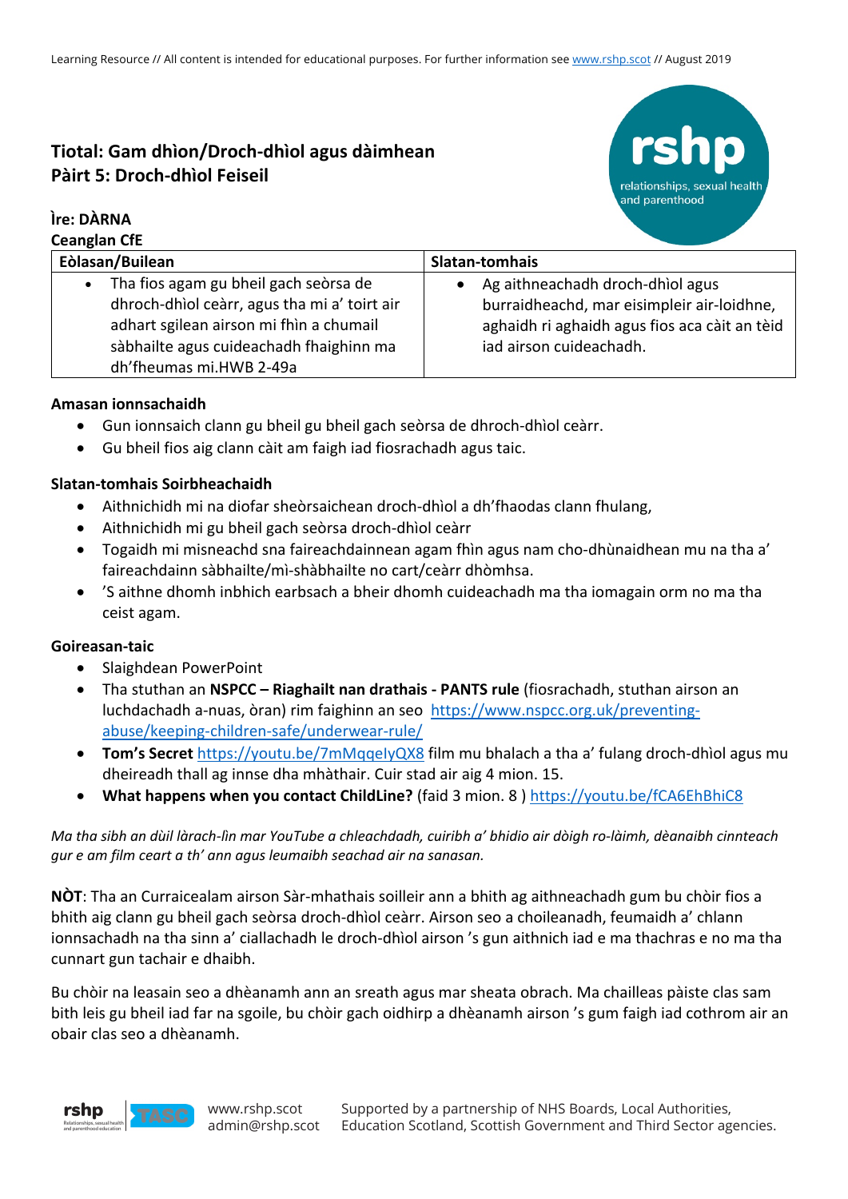Learning Resource // All content is intended for educational purposes. For further information see www.rshp.scot // August 2019

# Tiotal: Gam dhìon/Droch-dhìol agus dàimhean
## Pàirt 5: Droch-dhìol Feiseil

**Ìre: DÀRNA**

**Ceanglan CfE**

| Eòlasan/Builean | Slatan-tomhais |
|---|---|
| • Tha fios agam gu bheil gach seòrsa de dhroch-dhìol ceàrr, agus tha mi a' toirt air adhart sgilean airson mi fhìn a chumail sàbhailte agus cuideachadh fhaighinn ma dh'fheumas mi.HWB 2-49a | • Ag aithneachadh droch-dhìol agus burraidheachd, mar eisimpleir air-loidhne, aghaidh ri aghaidh agus fios aca càit an tèid iad airson cuideachadh. |

**Amasan ionnsachaidh**

- Gun ionnsaich clann gu bheil gu bheil gach seòrsa de dhroch-dhìol ceàrr.
- Gu bheil fios aig clann càit am faigh iad fiosrachadh agus taic.

**Slatan-tomhais Soirbheachaidh**

- Aithnichidh mi na diofar sheòrsaichean droch-dhìol a dh'fhaodas clann fhulang,
- Aithnichidh mi gu bheil gach seòrsa droch-dhìol ceàrr
- Togaidh mi misneachd sna faireachdainnean agam fhìn agus nam cho-dhùnaidhean mu na tha a' faireachdainn sàbhailte/mì-shàbhailte no cart/ceàrr dhòmhsa.
- 'S aithne dhomh inbhich earbsach a bheir dhomh cuideachadh ma tha iomagain orm no ma tha ceist agam.

**Goireasan-taic**

- Slaighdean PowerPoint
- Tha stuthan an **NSPCC – Riaghailt nan drathais - PANTS rule** (fiosrachadh, stuthan airson an luchdachadh a-nuas, òran) rim faighinn an seo https://www.nspcc.org.uk/preventing-abuse/keeping-children-safe/underwear-rule/
- **Tom's Secret** https://youtu.be/7mMqqeIyQX8 film mu bhalach a tha a' fulang droch-dhìol agus mu dheireadh thall ag innse dha mhàthair. Cuir stad air aig 4 mion. 15.
- **What happens when you contact ChildLine?** (faid 3 mion. 8 ) https://youtu.be/fCA6EhBhiC8

*Ma tha sibh an dùil làrach-lìn mar YouTube a chleachdadh, cuiribh a' bhidio air dòigh ro-làimh, dèanaibh cinnteach gur e am film ceart a th' ann agus leumaibh seachad air na sanasan.*

**NÒT**: Tha an Curraicealam airson Sàr-mhathais soilleir ann a bhith ag aithneachadh gum bu chòir fios a bhith aig clann gu bheil gach seòrsa droch-dhìol ceàrr. Airson seo a choileanadh, feumaidh a' chlann ionnsachadh na tha sinn a' ciallachadh le droch-dhìol airson 's gun aithnich iad e ma thachras e no ma tha cunnart gun tachair e dhaibh.

Bu chòir na leasain seo a dhèanamh ann an sreath agus mar sheata obrach. Ma chailleas pàiste clas sam bith leis gu bheil iad far na sgoile, bu chòir gach oidhirp a dhèanamh airson 's gum faigh iad cothrom air an obair clas seo a dhèanamh.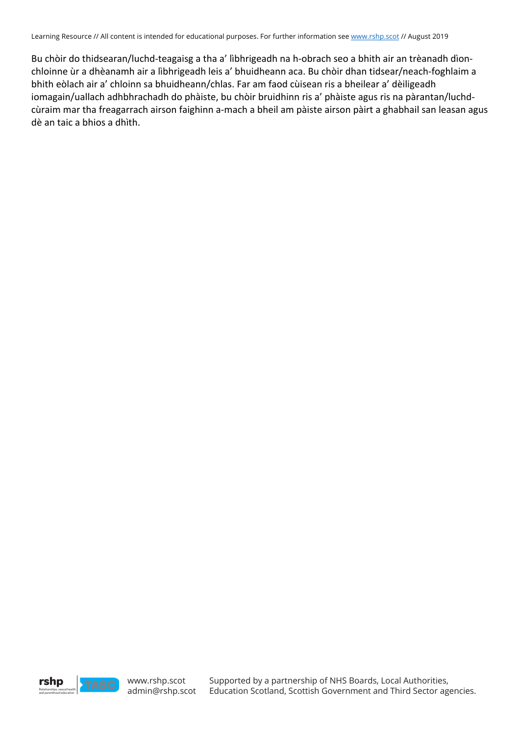Bu chòir do thidsearan/luchd-teagaisg a tha a' lìbhrigeadh na h-obrach seo a bhith air an trèanadh dìon-chloinne ùr a dhèanamh air a lìbhrigeadh leis a' bhuidheann aca. Bu chòir dhan tidsear/neach-foghlaim a bhith eòlach air a' chloinn sa bhuidheann/chlas. Far am faod cùisean ris a bheilear a' dèiligeadh iomagain/uallach adhbhrachadh do phàiste, bu chòir bruidhinn ris a' phàiste agus ris na pàrantan/luchd-cùraim mar tha freagarrach airson faighinn a-mach a bheil am pàiste airson pàirt a ghabhail san leasan agus dè an taic a bhios a dhìth.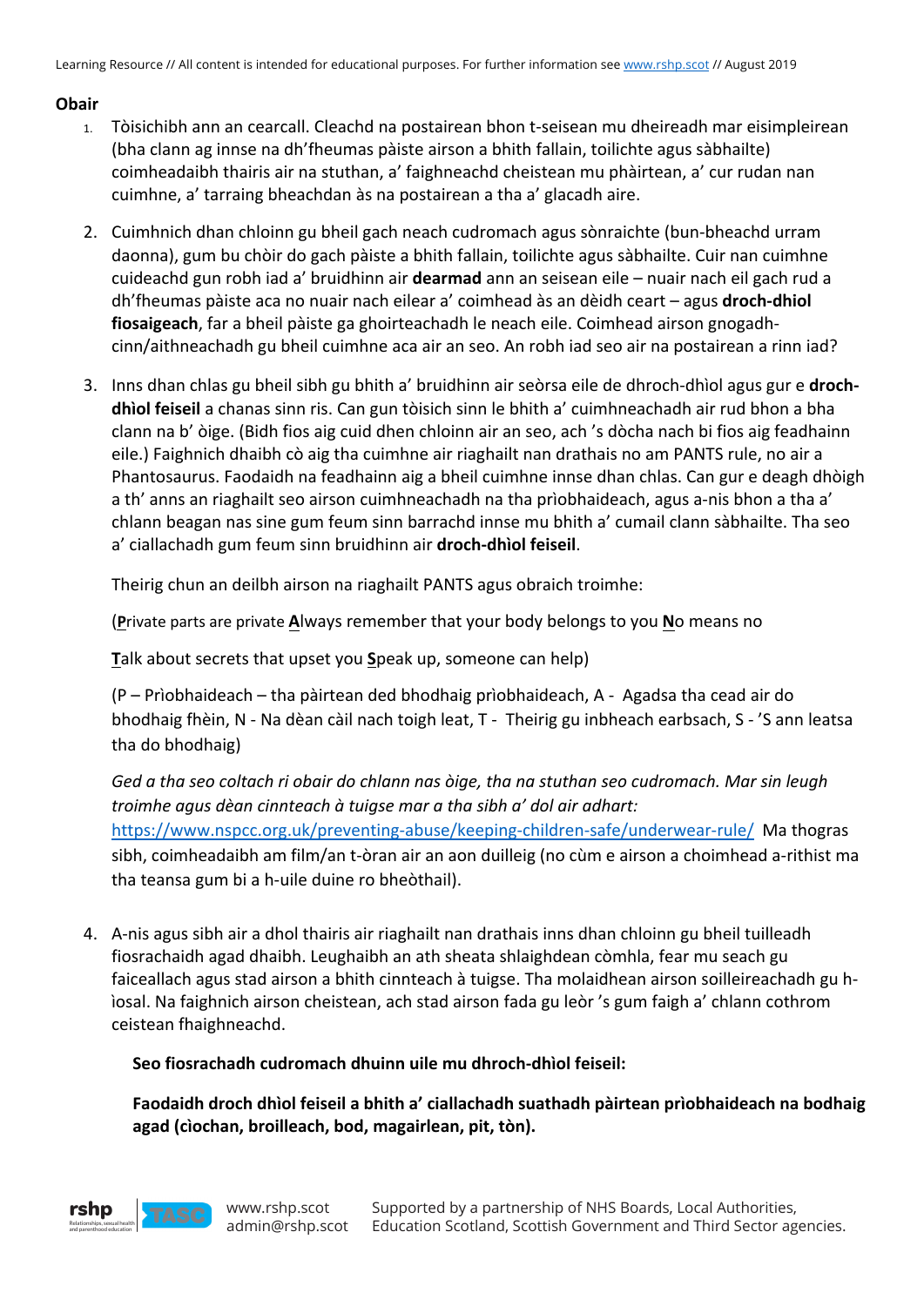**Obair**

1. Tòisichibh ann an cearcall. Cleachd na postairean bhon t-seisean mu dheireadh mar eisimpleirean (bha clann ag innse na dh'fheumas pàiste airson a bhith fallain, toilichte agus sàbhailte) coimheadaibh thairis air na stuthan, a' faighneachd cheistean mu phàirtean, a' cur rudan nan cuimhne, a' tarraing bheachdan às na postairean a tha a' glacadh aire.

2. Cuimhnich dhan chloinn gu bheil gach neach cudromach agus sònraichte (bun-bheachd urram daonna), gum bu chòir do gach pàiste a bhith fallain, toilichte agus sàbhailte. Cuir nan cuimhne cuideachd gun robh iad a' bruidhinn air **dearmad** ann an seisean eile – nuair nach eil gach rud a dh'fheumas pàiste aca no nuair nach eilear a' coimhead às an dèidh ceart – agus **droch-dhiol fiosaigeach**, far a bheil pàiste ga ghoirteachadh le neach eile. Coimhead airson gnogadh-cinn/aithneachadh gu bheil cuimhne aca air an seo. An robh iad seo air na postairean a rinn iad?

3. Inns dhan chlas gu bheil sibh gu bhith a' bruidhinn air seòrsa eile de dhroch-dhìol agus gur e **droch-dhìol feiseil** a chanas sinn ris. Can gun tòisich sinn le bhith a' cuimhneachadh air rud bhon a bha clann na b' òige. (Bidh fios aig cuid dhen chloinn air an seo, ach 's dòcha nach bi fios aig feadhainn eile.) Faighnich dhaibh cò aig tha cuimhne air riaghailt nan drathais no am PANTS rule, no air a Phantosaurus. Faodaidh na feadhainn aig a bheil cuimhne innse dhan chlas. Can gur e deagh dhòigh a th' anns an riaghailt seo airson cuimhneachadh na tha prìobhaideach, agus a-nis bhon a tha a' chlann beagan nas sine gum feum sinn barrachd innse mu bhith a' cumail clann sàbhailte. Tha seo a' ciallachadh gum feum sinn bruidhinn air **droch-dhìol feiseil**.

   Theirig chun an deilbh airson na riaghailt PANTS agus obraich troimhe:

   (**P**rivate parts are private **A**lways remember that your body belongs to you **N**o means no

   **T**alk about secrets that upset you **S**peak up, someone can help)

   (P – Prìobhaideach – tha pàirtean ded bhodhaig prìobhaideach, A - Agadsa tha cead air do bhodhaig fhèin, N - Na dèan càil nach toigh leat, T - Theirig gu inbheach earbsach, S - 'S ann leatsa tha do bhodhaig)

   *Ged a tha seo coltach ri obair do chlann nas òige, tha na stuthan seo cudromach. Mar sin leugh troimhe agus dèan cinnteach à tuigse mar a tha sibh a' dol air adhart:*
   https://www.nspcc.org.uk/preventing-abuse/keeping-children-safe/underwear-rule/ Ma thogras sibh, coimheadaibh am film/an t-òran air an aon duilleig (no cùm e airson a choimhead a-rithist ma tha teansa gum bi a h-uile duine ro bheòthail).

4. A-nis agus sibh air a dhol thairis air riaghailt nan drathais inns dhan chloinn gu bheil tuilleadh fiosrachaidh agad dhaibh. Leughaibh an ath sheata shlaighdean còmhla, fear mu seach gu faiceallach agus stad airson a bhith cinnteach à tuigse. Tha molaidhean airson soilleireachadh gu h-ìosal. Na faighnich airson cheistean, ach stad airson fada gu leòr 's gum faigh a' chlann cothrom ceistean fhaighneachd.

   **Seo fiosrachadh cudromach dhuinn uile mu dhroch-dhìol feiseil:**

   **Faodaidh droch dhìol feiseil a bhith a' ciallachadh suathadh pàirtean prìobhaideach na bodhaig agad (cìochan, broilleach, bod, magairlean, pit, tòn).**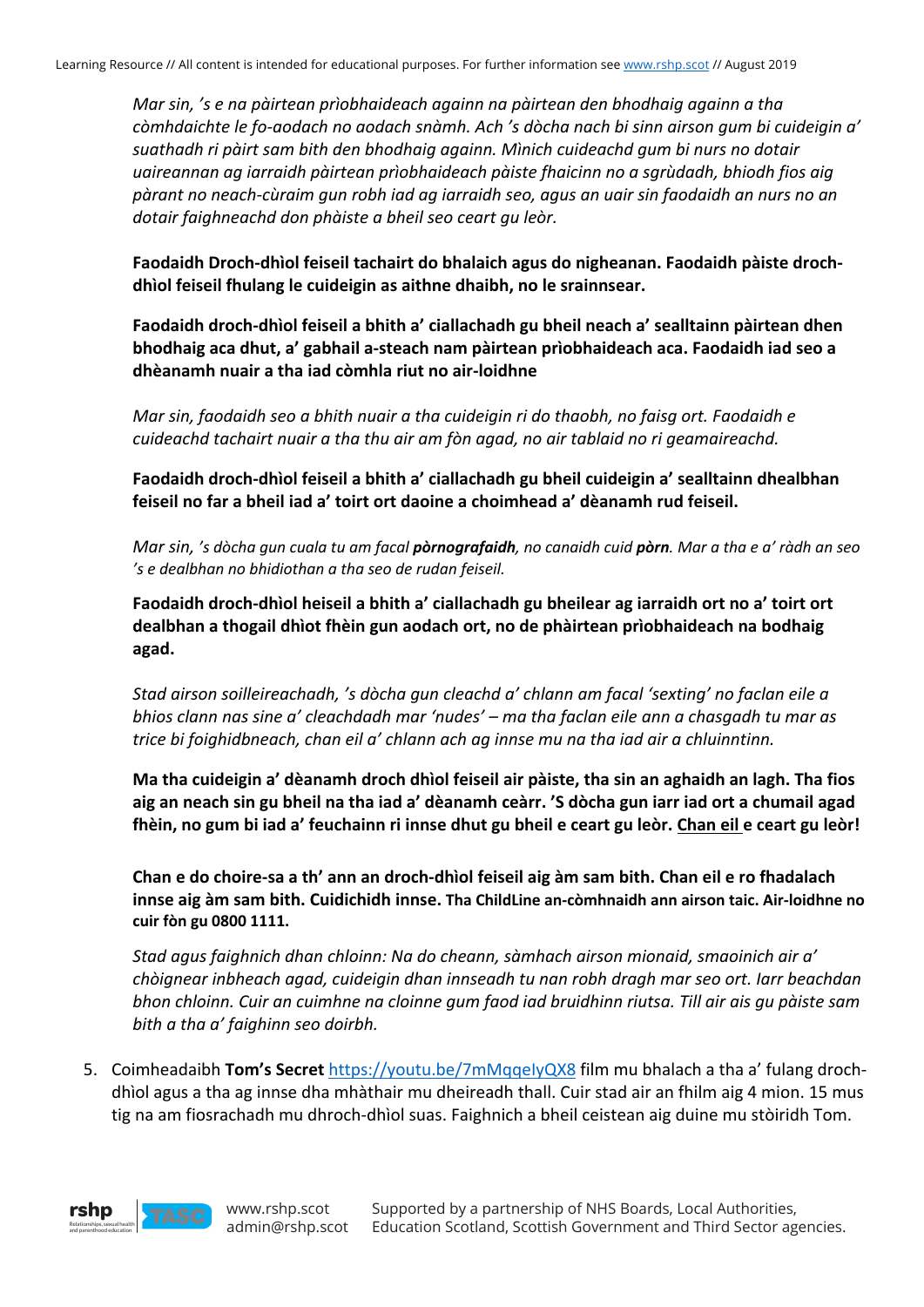*Mar sin, 's e na pàirtean prìobhaideach againn na pàirtean den bhodhaig againn a tha còmhdaichte le fo-aodach no aodach snàmh. Ach 's dòcha nach bi sinn airson gum bi cuideigin a' suathadh ri pàirt sam bith den bhodhaig againn. Mìnich cuideachd gum bi nurs no dotair uaireannan ag iarraidh pàirtean prìobhaideach pàiste fhaicinn no a sgrùdadh, bhiodh fios aig pàrant no neach-cùraim gun robh iad ag iarraidh seo, agus an uair sin faodaidh an nurs no an dotair faighneachd don phàiste a bheil seo ceart gu leòr.*

**Faodaidh Droch-dhìol feiseil tachairt do bhalaich agus do nigheanan. Faodaidh pàiste droch-dhìol feiseil fhulang le cuideigin as aithne dhaibh, no le srainnsear.**

**Faodaidh droch-dhìol feiseil a bhith a' ciallachadh gu bheil neach a' sealltainn pàirtean dhen bhodhaig aca dhut, a' gabhail a-steach nam pàirtean prìobhaideach aca. Faodaidh iad seo a dhèanamh nuair a tha iad còmhla riut no air-loidhne**

*Mar sin, faodaidh seo a bhith nuair a tha cuideigin ri do thaobh, no faisg ort. Faodaidh e cuideachd tachairt nuair a tha thu air am fòn agad, no air tablaid no ri geamaireachd.*

**Faodaidh droch-dhìol feiseil a bhith a' ciallachadh gu bheil cuideigin a' sealltainn dhealbhan feiseil no far a bheil iad a' toirt ort daoine a choimhead a' dèanamh rud feiseil.**

*Mar sin, 's dòcha gun cuala tu am facal **pòrnografaidh**, no canaidh cuid **pòrn**. Mar a tha e a' ràdh an seo 's e dealbhan no bhidiothan a tha seo de rudan feiseil.*

**Faodaidh droch-dhìol heiseil a bhith a' ciallachadh gu bheilear ag iarraidh ort no a' toirt ort dealbhan a thogail dhìot fhèin gun aodach ort, no de phàirtean prìobhaideach na bodhaig agad.**

*Stad airson soilleireachadh, 's dòcha gun cleachd a' chlann am facal 'sexting' no faclan eile a bhios clann nas sine a' cleachdadh mar 'nudes' – ma tha faclan eile ann a chasgadh tu mar as trice bi foighidbneach, chan eil a' chlann ach ag innse mu na tha iad air a chluinntinn.*

**Ma tha cuideigin a' dèanamh droch dhìol feiseil air pàiste, tha sin an aghaidh an lagh. Tha fios aig an neach sin gu bheil na tha iad a' dèanamh ceàrr. 'S dòcha gun iarr iad ort a chumail agad fhèin, no gum bi iad a' feuchainn ri innse dhut gu bheil e ceart gu leòr. <u>Chan eil</u> e ceart gu leòr!**

**Chan e do choire-sa a th' ann an droch-dhìol feiseil aig àm sam bith. Chan eil e ro fhadalach innse aig àm sam bith. Cuidichidh innse. Tha ChildLine an-còmhnaidh ann airson taic. Air-loidhne no cuir fòn gu 0800 1111.**

*Stad agus faighnich dhan chloinn: Na do cheann, sàmhach airson mionaid, smaoinich air a' chòignear inbheach agad, cuideigin dhan innseadh tu nan robh dragh mar seo ort. Iarr beachdan bhon chloinn. Cuir an cuimhne na cloinne gum faod iad bruidhinn riutsa. Till air ais gu pàiste sam bith a tha a' faighinn seo doirbh.*

5. Coimheadaibh **Tom's Secret** https://youtu.be/7mMqqeIyQX8 film mu bhalach a tha a' fulang droch-dhìol agus a tha ag innse dha mhàthair mu dheireadh thall. Cuir stad air an fhilm aig 4 mion. 15 mus tig na am fiosrachadh mu dhroch-dhìol suas. Faighnich a bheil ceistean aig duine mu stòiridh Tom.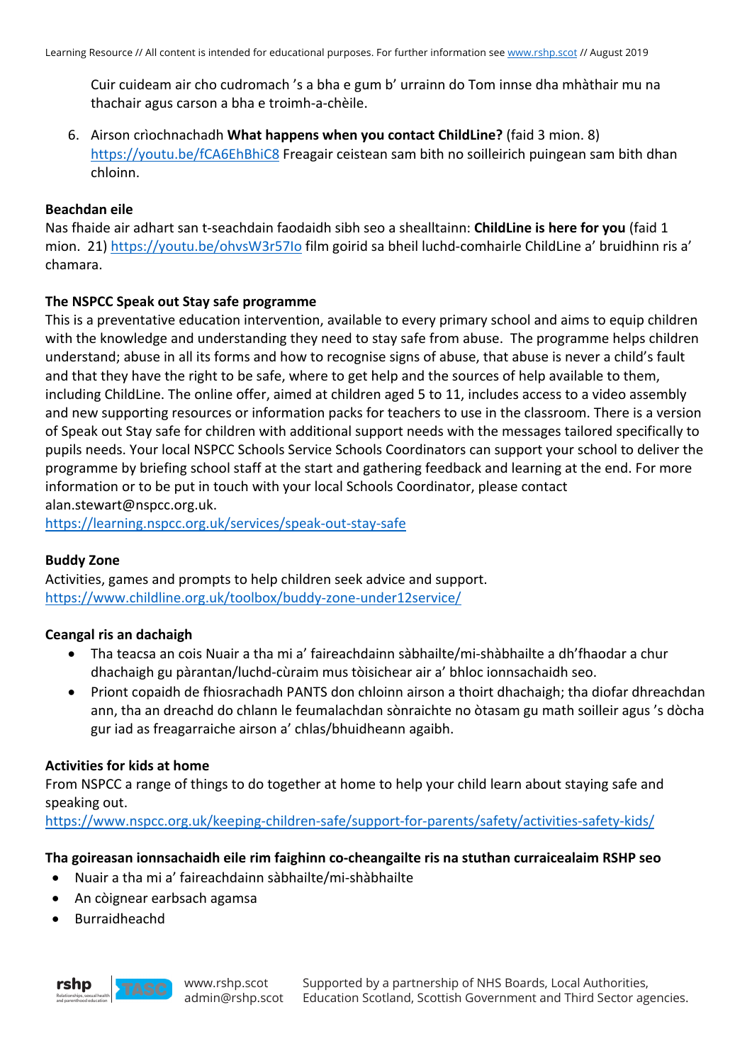Cuir cuideam air cho cudromach 's a bha e gum b' urrainn do Tom innse dha mhàthair mu na thachair agus carson a bha e troimh-a-chèile.

6. Airson crìochnachadh **What happens when you contact ChildLine?** (faid 3 mion. 8) https://youtu.be/fCA6EhBhiC8 Freagair ceistean sam bith no soilleirich puingean sam bith dhan chloinn.

**Beachdan eile**

Nas fhaide air adhart san t-seachdain faodaidh sibh seo a shealltainn: **ChildLine is here for you** (faid 1 mion. 21) https://youtu.be/ohvsW3r57Io film goirid sa bheil luchd-comhairle ChildLine a' bruidhinn ris a' chamara.

**The NSPCC Speak out Stay safe programme**

This is a preventative education intervention, available to every primary school and aims to equip children with the knowledge and understanding they need to stay safe from abuse. The programme helps children understand; abuse in all its forms and how to recognise signs of abuse, that abuse is never a child's fault and that they have the right to be safe, where to get help and the sources of help available to them, including ChildLine. The online offer, aimed at children aged 5 to 11, includes access to a video assembly and new supporting resources or information packs for teachers to use in the classroom. There is a version of Speak out Stay safe for children with additional support needs with the messages tailored specifically to pupils needs. Your local NSPCC Schools Service Schools Coordinators can support your school to deliver the programme by briefing school staff at the start and gathering feedback and learning at the end. For more information or to be put in touch with your local Schools Coordinator, please contact alan.stewart@nspcc.org.uk.
https://learning.nspcc.org.uk/services/speak-out-stay-safe

**Buddy Zone**

Activities, games and prompts to help children seek advice and support.
https://www.childline.org.uk/toolbox/buddy-zone-under12service/

**Ceangal ris an dachaigh**

- Tha teacsa an cois Nuair a tha mi a' faireachdainn sàbhailte/mi-shàbhailte a dh'fhaodar a chur dhachaigh gu pàrantan/luchd-cùraim mus tòisichear air a' bhloc ionnsachaidh seo.
- Priont copaidh de fhiosrachadh PANTS don chloinn airson a thoirt dhachaigh; tha diofar dhreachdan ann, tha an dreachd do chlann le feumalachdan sònraichte no òtasam gu math soilleir agus 's dòcha gur iad as freagarraiche airson a' chlas/bhuidheann agaibh.

**Activities for kids at home**

From NSPCC a range of things to do together at home to help your child learn about staying safe and speaking out.
https://www.nspcc.org.uk/keeping-children-safe/support-for-parents/safety/activities-safety-kids/

**Tha goireasan ionnsachaidh eile rim faighinn co-cheangailte ris na stuthan curraicealaim RSHP seo**

- Nuair a tha mi a' faireachdainn sàbhailte/mi-shàbhailte
- An còignear earbsach agamsa
- Burraidheachd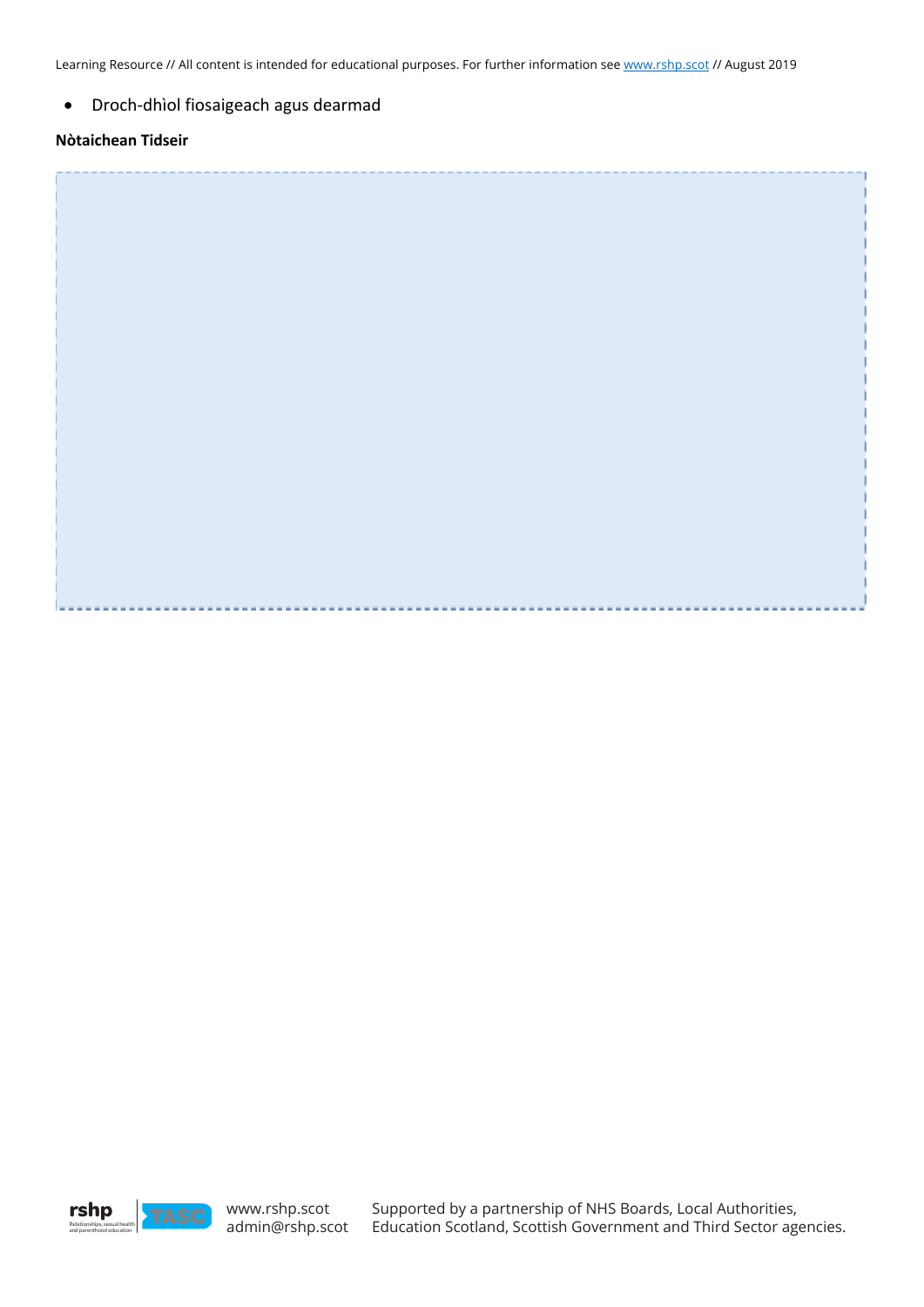- Droch-dhìol fiosaigeach agus dearmad

**Nòtaichean Tidseir**